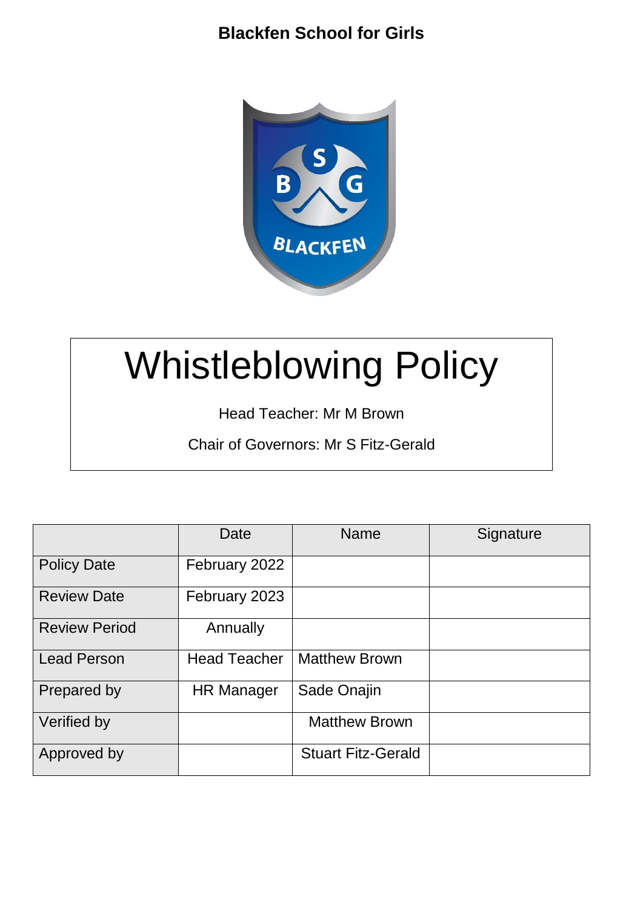**Blackfen School for Girls**

# Whistleblowing Policy

Head Teacher: Mr M Brown

Chair of Governors: Mr S Fitz-Gerald

| | Date | Name | Signature |
|---|---|---|---|
| Policy Date | February 2022 | | |
| Review Date | February 2023 | | |
| Review Period | Annually | | |
| Lead Person | Head Teacher | Matthew Brown | |
| Prepared by | HR Manager | Sade Onajin | |
| Verified by | | Matthew Brown | |
| Approved by | | Stuart Fitz-Gerald | |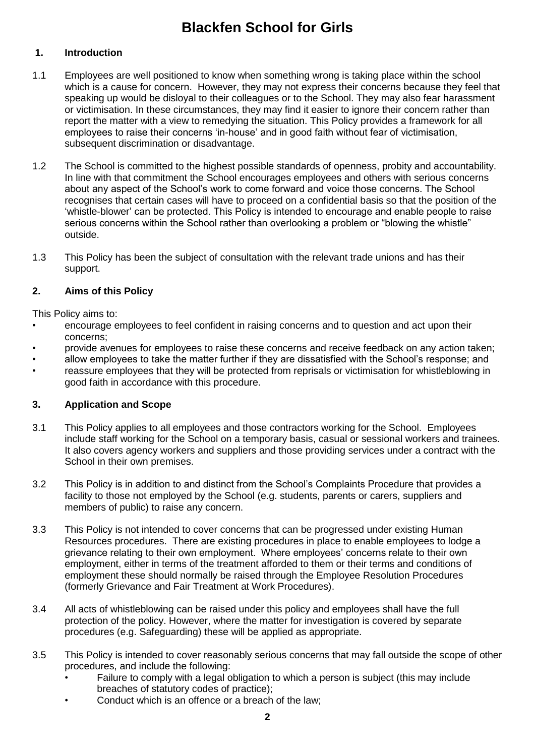# Blackfen School for Girls

## 1. Introduction

1.1 Employees are well positioned to know when something wrong is taking place within the school which is a cause for concern. However, they may not express their concerns because they feel that speaking up would be disloyal to their colleagues or to the School. They may also fear harassment or victimisation. In these circumstances, they may find it easier to ignore their concern rather than report the matter with a view to remedying the situation. This Policy provides a framework for all employees to raise their concerns 'in-house' and in good faith without fear of victimisation, subsequent discrimination or disadvantage.

1.2 The School is committed to the highest possible standards of openness, probity and accountability. In line with that commitment the School encourages employees and others with serious concerns about any aspect of the School's work to come forward and voice those concerns. The School recognises that certain cases will have to proceed on a confidential basis so that the position of the 'whistle-blower' can be protected. This Policy is intended to encourage and enable people to raise serious concerns within the School rather than overlooking a problem or "blowing the whistle" outside.

1.3 This Policy has been the subject of consultation with the relevant trade unions and has their support.

## 2. Aims of this Policy

This Policy aims to:

- encourage employees to feel confident in raising concerns and to question and act upon their concerns;
- provide avenues for employees to raise these concerns and receive feedback on any action taken;
- allow employees to take the matter further if they are dissatisfied with the School's response; and
- reassure employees that they will be protected from reprisals or victimisation for whistleblowing in good faith in accordance with this procedure.

## 3. Application and Scope

3.1 This Policy applies to all employees and those contractors working for the School. Employees include staff working for the School on a temporary basis, casual or sessional workers and trainees. It also covers agency workers and suppliers and those providing services under a contract with the School in their own premises.

3.2 This Policy is in addition to and distinct from the School's Complaints Procedure that provides a facility to those not employed by the School (e.g. students, parents or carers, suppliers and members of public) to raise any concern.

3.3 This Policy is not intended to cover concerns that can be progressed under existing Human Resources procedures. There are existing procedures in place to enable employees to lodge a grievance relating to their own employment. Where employees' concerns relate to their own employment, either in terms of the treatment afforded to them or their terms and conditions of employment these should normally be raised through the Employee Resolution Procedures (formerly Grievance and Fair Treatment at Work Procedures).

3.4 All acts of whistleblowing can be raised under this policy and employees shall have the full protection of the policy. However, where the matter for investigation is covered by separate procedures (e.g. Safeguarding) these will be applied as appropriate.

3.5 This Policy is intended to cover reasonably serious concerns that may fall outside the scope of other procedures, and include the following:

- Failure to comply with a legal obligation to which a person is subject (this may include breaches of statutory codes of practice);
- Conduct which is an offence or a breach of the law;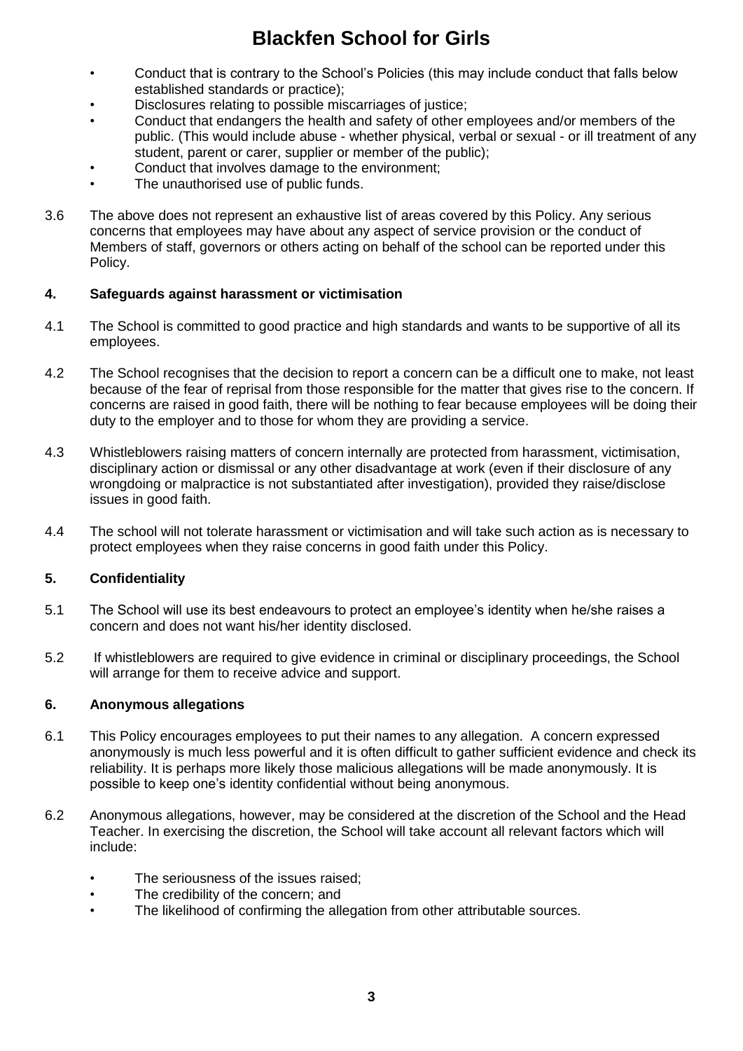- Conduct that is contrary to the School's Policies (this may include conduct that falls below established standards or practice);
- Disclosures relating to possible miscarriages of justice;
- Conduct that endangers the health and safety of other employees and/or members of the public. (This would include abuse - whether physical, verbal or sexual - or ill treatment of any student, parent or carer, supplier or member of the public);
- Conduct that involves damage to the environment;
- The unauthorised use of public funds.

3.6 The above does not represent an exhaustive list of areas covered by this Policy. Any serious concerns that employees may have about any aspect of service provision or the conduct of Members of staff, governors or others acting on behalf of the school can be reported under this Policy.

## 4. Safeguards against harassment or victimisation

4.1 The School is committed to good practice and high standards and wants to be supportive of all its employees.

4.2 The School recognises that the decision to report a concern can be a difficult one to make, not least because of the fear of reprisal from those responsible for the matter that gives rise to the concern. If concerns are raised in good faith, there will be nothing to fear because employees will be doing their duty to the employer and to those for whom they are providing a service.

4.3 Whistleblowers raising matters of concern internally are protected from harassment, victimisation, disciplinary action or dismissal or any other disadvantage at work (even if their disclosure of any wrongdoing or malpractice is not substantiated after investigation), provided they raise/disclose issues in good faith.

4.4 The school will not tolerate harassment or victimisation and will take such action as is necessary to protect employees when they raise concerns in good faith under this Policy.

## 5. Confidentiality

5.1 The School will use its best endeavours to protect an employee's identity when he/she raises a concern and does not want his/her identity disclosed.

5.2 If whistleblowers are required to give evidence in criminal or disciplinary proceedings, the School will arrange for them to receive advice and support.

## 6. Anonymous allegations

6.1 This Policy encourages employees to put their names to any allegation. A concern expressed anonymously is much less powerful and it is often difficult to gather sufficient evidence and check its reliability. It is perhaps more likely those malicious allegations will be made anonymously. It is possible to keep one's identity confidential without being anonymous.

6.2 Anonymous allegations, however, may be considered at the discretion of the School and the Head Teacher. In exercising the discretion, the School will take account all relevant factors which will include:

- The seriousness of the issues raised;
- The credibility of the concern; and
- The likelihood of confirming the allegation from other attributable sources.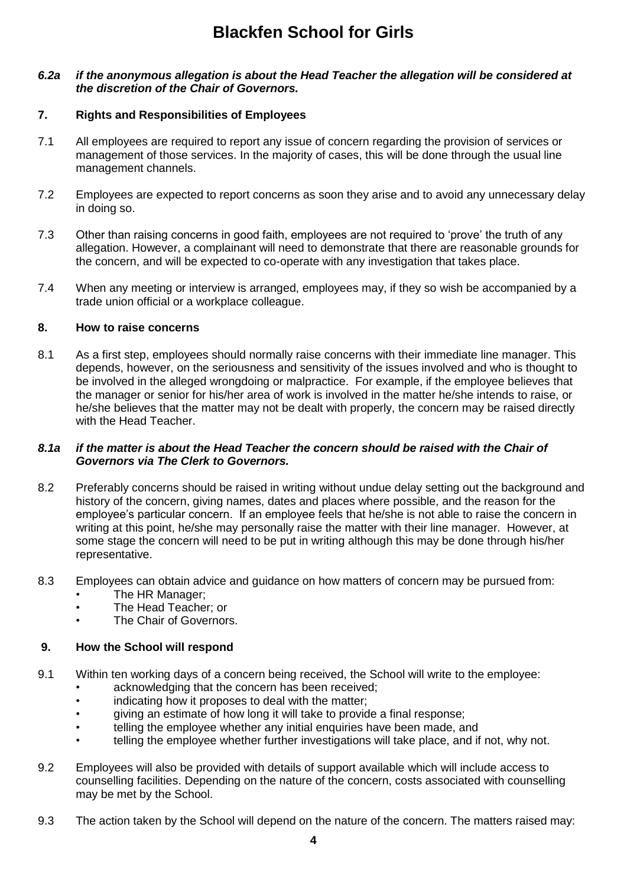*6.2a* ***if the anonymous allegation is about the Head Teacher the allegation will be considered at the discretion of the Chair of Governors.***

## 7. Rights and Responsibilities of Employees

7.1 All employees are required to report any issue of concern regarding the provision of services or management of those services. In the majority of cases, this will be done through the usual line management channels.

7.2 Employees are expected to report concerns as soon they arise and to avoid any unnecessary delay in doing so.

7.3 Other than raising concerns in good faith, employees are not required to 'prove' the truth of any allegation. However, a complainant will need to demonstrate that there are reasonable grounds for the concern, and will be expected to co-operate with any investigation that takes place.

7.4 When any meeting or interview is arranged, employees may, if they so wish be accompanied by a trade union official or a workplace colleague.

## 8. How to raise concerns

8.1 As a first step, employees should normally raise concerns with their immediate line manager. This depends, however, on the seriousness and sensitivity of the issues involved and who is thought to be involved in the alleged wrongdoing or malpractice. For example, if the employee believes that the manager or senior for his/her area of work is involved in the matter he/she intends to raise, or he/she believes that the matter may not be dealt with properly, the concern may be raised directly with the Head Teacher.

***8.1a if the matter is about the Head Teacher the concern should be raised with the Chair of Governors via The Clerk to Governors.***

8.2 Preferably concerns should be raised in writing without undue delay setting out the background and history of the concern, giving names, dates and places where possible, and the reason for the employee's particular concern. If an employee feels that he/she is not able to raise the concern in writing at this point, he/she may personally raise the matter with their line manager. However, at some stage the concern will need to be put in writing although this may be done through his/her representative.

8.3 Employees can obtain advice and guidance on how matters of concern may be pursued from:
- The HR Manager;
- The Head Teacher; or
- The Chair of Governors.

## 9. How the School will respond

9.1 Within ten working days of a concern being received, the School will write to the employee:
- acknowledging that the concern has been received;
- indicating how it proposes to deal with the matter;
- giving an estimate of how long it will take to provide a final response;
- telling the employee whether any initial enquiries have been made, and
- telling the employee whether further investigations will take place, and if not, why not.

9.2 Employees will also be provided with details of support available which will include access to counselling facilities. Depending on the nature of the concern, costs associated with counselling may be met by the School.

9.3 The action taken by the School will depend on the nature of the concern. The matters raised may: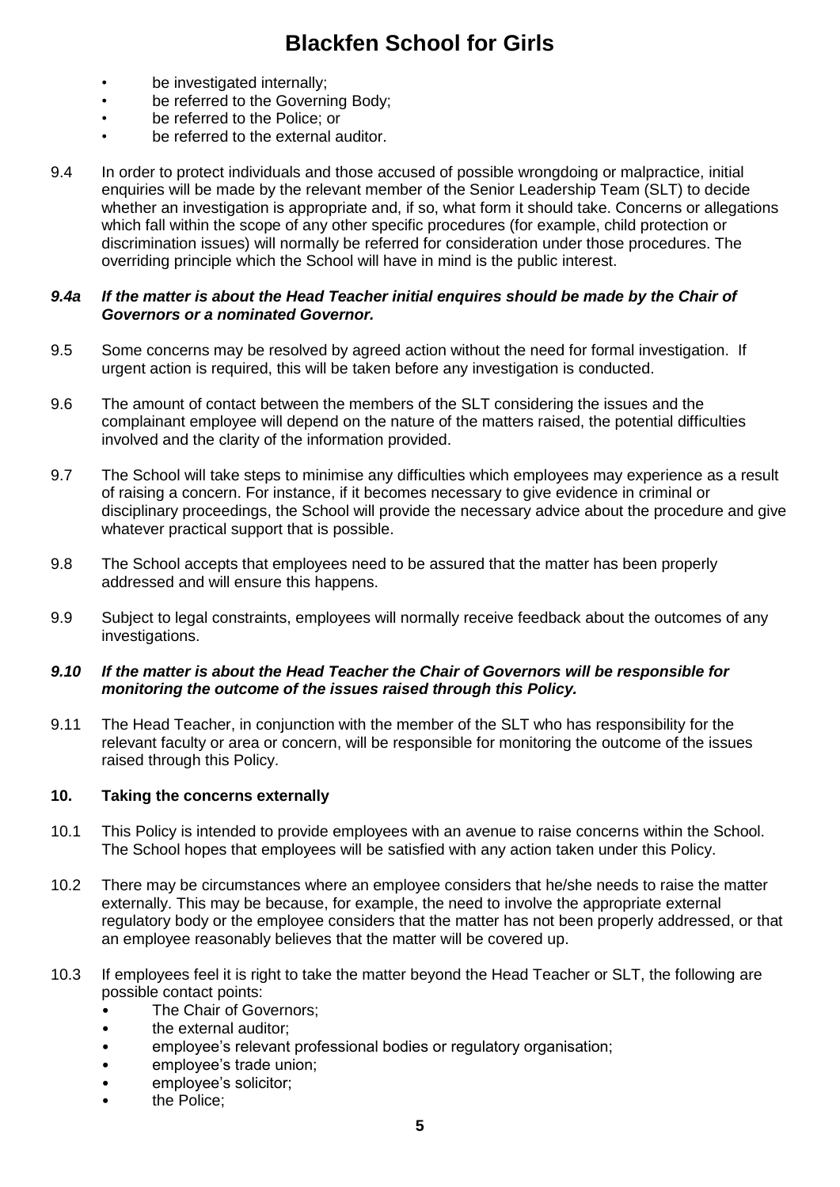- be investigated internally;
- be referred to the Governing Body;
- be referred to the Police; or
- be referred to the external auditor.

9.4 In order to protect individuals and those accused of possible wrongdoing or malpractice, initial enquiries will be made by the relevant member of the Senior Leadership Team (SLT) to decide whether an investigation is appropriate and, if so, what form it should take. Concerns or allegations which fall within the scope of any other specific procedures (for example, child protection or discrimination issues) will normally be referred for consideration under those procedures. The overriding principle which the School will have in mind is the public interest.

***9.4a If the matter is about the Head Teacher initial enquires should be made by the Chair of Governors or a nominated Governor.***

9.5 Some concerns may be resolved by agreed action without the need for formal investigation. If urgent action is required, this will be taken before any investigation is conducted.

9.6 The amount of contact between the members of the SLT considering the issues and the complainant employee will depend on the nature of the matters raised, the potential difficulties involved and the clarity of the information provided.

9.7 The School will take steps to minimise any difficulties which employees may experience as a result of raising a concern. For instance, if it becomes necessary to give evidence in criminal or disciplinary proceedings, the School will provide the necessary advice about the procedure and give whatever practical support that is possible.

9.8 The School accepts that employees need to be assured that the matter has been properly addressed and will ensure this happens.

9.9 Subject to legal constraints, employees will normally receive feedback about the outcomes of any investigations.

***9.10 If the matter is about the Head Teacher the Chair of Governors will be responsible for monitoring the outcome of the issues raised through this Policy.***

9.11 The Head Teacher, in conjunction with the member of the SLT who has responsibility for the relevant faculty or area or concern, will be responsible for monitoring the outcome of the issues raised through this Policy.

## 10. Taking the concerns externally

10.1 This Policy is intended to provide employees with an avenue to raise concerns within the School. The School hopes that employees will be satisfied with any action taken under this Policy.

10.2 There may be circumstances where an employee considers that he/she needs to raise the matter externally. This may be because, for example, the need to involve the appropriate external regulatory body or the employee considers that the matter has not been properly addressed, or that an employee reasonably believes that the matter will be covered up.

10.3 If employees feel it is right to take the matter beyond the Head Teacher or SLT, the following are possible contact points:

- The Chair of Governors;
- the external auditor;
- employee's relevant professional bodies or regulatory organisation;
- employee's trade union;
- employee's solicitor;
- the Police;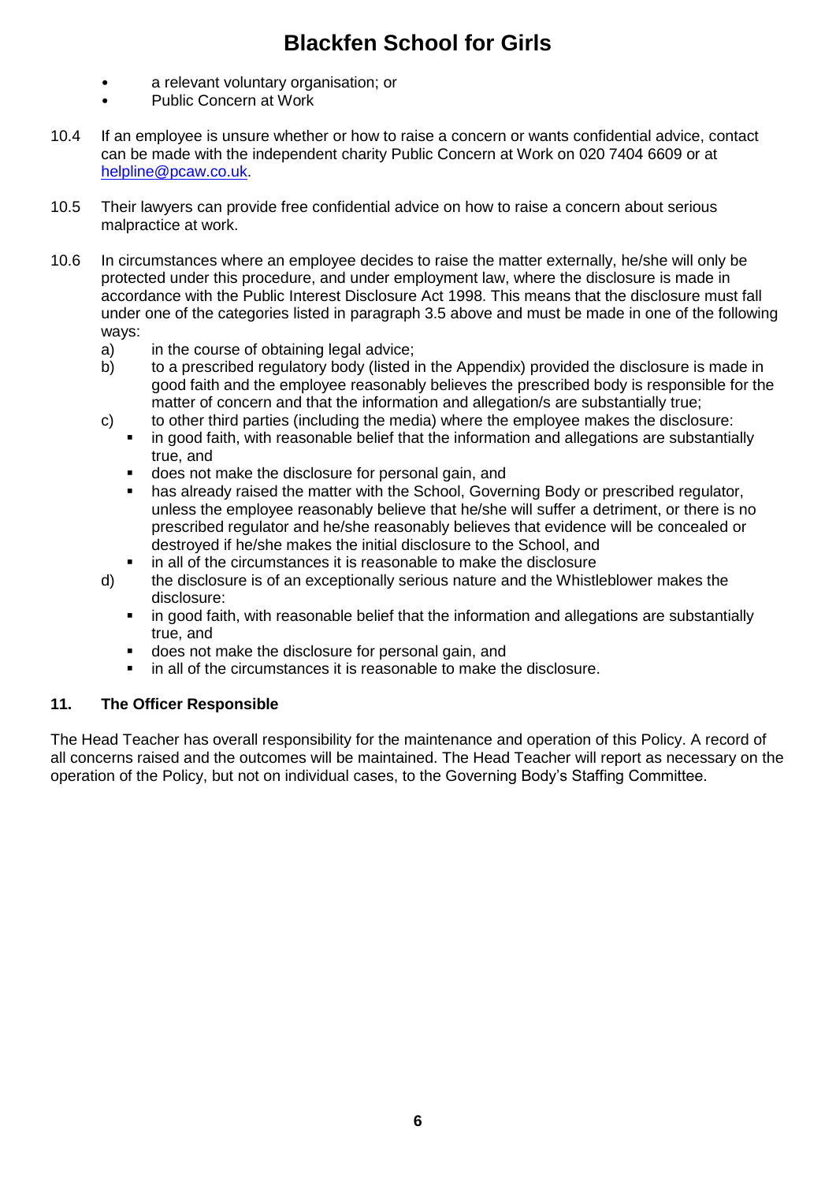- a relevant voluntary organisation; or
- Public Concern at Work

10.4 If an employee is unsure whether or how to raise a concern or wants confidential advice, contact can be made with the independent charity Public Concern at Work on 020 7404 6609 or at [helpline@pcaw.co.uk](mailto:helpline@pcaw.co.uk).

10.5 Their lawyers can provide free confidential advice on how to raise a concern about serious malpractice at work.

10.6 In circumstances where an employee decides to raise the matter externally, he/she will only be protected under this procedure, and under employment law, where the disclosure is made in accordance with the Public Interest Disclosure Act 1998. This means that the disclosure must fall under one of the categories listed in paragraph 3.5 above and must be made in one of the following ways:

a) in the course of obtaining legal advice;

b) to a prescribed regulatory body (listed in the Appendix) provided the disclosure is made in good faith and the employee reasonably believes the prescribed body is responsible for the matter of concern and that the information and allegation/s are substantially true;

c) to other third parties (including the media) where the employee makes the disclosure:
   - in good faith, with reasonable belief that the information and allegations are substantially true, and
   - does not make the disclosure for personal gain, and
   - has already raised the matter with the School, Governing Body or prescribed regulator, unless the employee reasonably believe that he/she will suffer a detriment, or there is no prescribed regulator and he/she reasonably believes that evidence will be concealed or destroyed if he/she makes the initial disclosure to the School, and
   - in all of the circumstances it is reasonable to make the disclosure

d) the disclosure is of an exceptionally serious nature and the Whistleblower makes the disclosure:
   - in good faith, with reasonable belief that the information and allegations are substantially true, and
   - does not make the disclosure for personal gain, and
   - in all of the circumstances it is reasonable to make the disclosure.

## 11. The Officer Responsible

The Head Teacher has overall responsibility for the maintenance and operation of this Policy. A record of all concerns raised and the outcomes will be maintained. The Head Teacher will report as necessary on the operation of the Policy, but not on individual cases, to the Governing Body's Staffing Committee.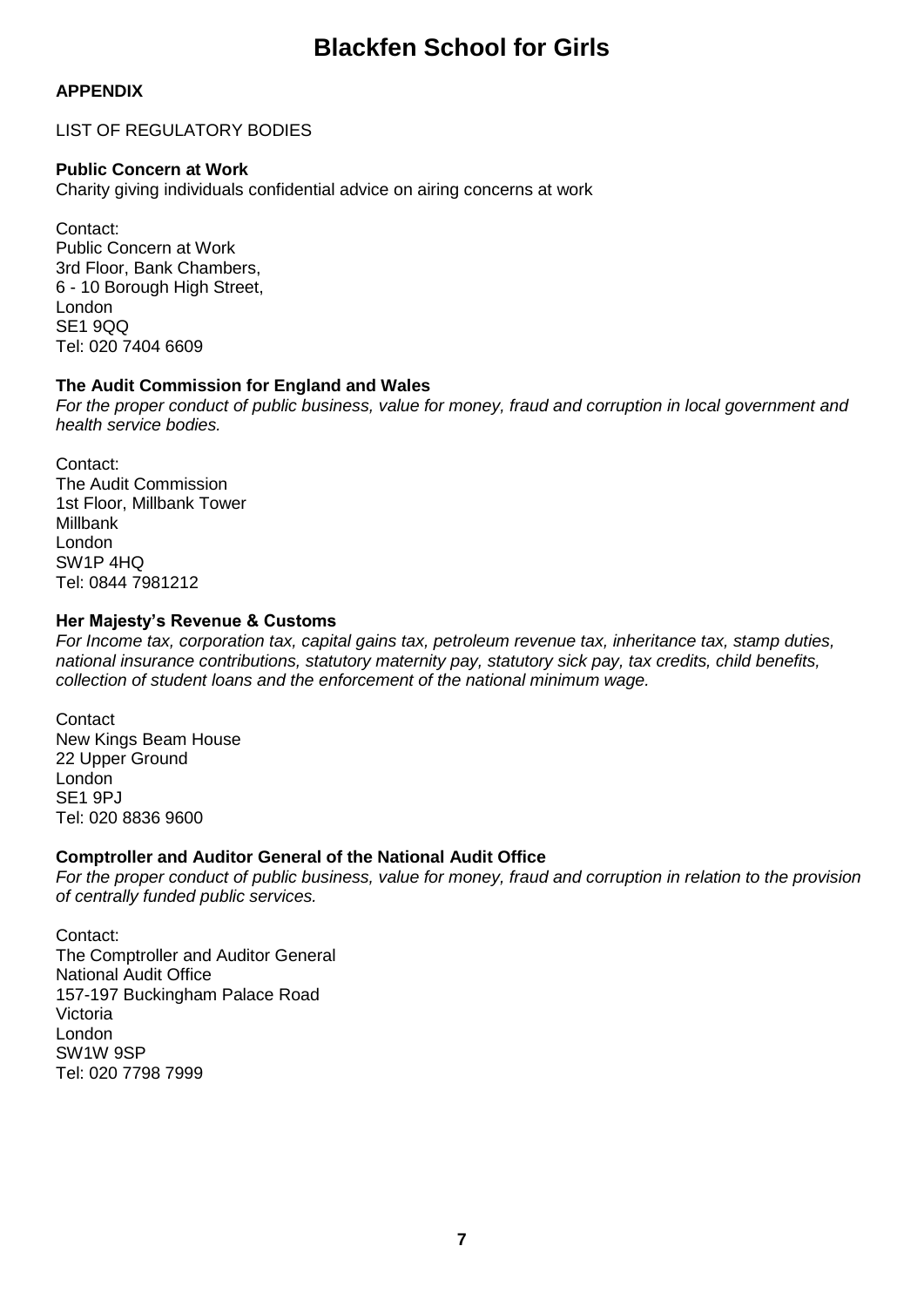**APPENDIX**

LIST OF REGULATORY BODIES

**Public Concern at Work**
Charity giving individuals confidential advice on airing concerns at work

Contact:
Public Concern at Work
3rd Floor, Bank Chambers,
6 - 10 Borough High Street,
London
SE1 9QQ
Tel: 020 7404 6609

**The Audit Commission for England and Wales**
*For the proper conduct of public business, value for money, fraud and corruption in local government and health service bodies.*

Contact:
The Audit Commission
1st Floor, Millbank Tower
Millbank
London
SW1P 4HQ
Tel: 0844 7981212

**Her Majesty's Revenue & Customs**
*For Income tax, corporation tax, capital gains tax, petroleum revenue tax, inheritance tax, stamp duties, national insurance contributions, statutory maternity pay, statutory sick pay, tax credits, child benefits, collection of student loans and the enforcement of the national minimum wage.*

Contact
New Kings Beam House
22 Upper Ground
London
SE1 9PJ
Tel: 020 8836 9600

**Comptroller and Auditor General of the National Audit Office**
*For the proper conduct of public business, value for money, fraud and corruption in relation to the provision of centrally funded public services.*

Contact:
The Comptroller and Auditor General
National Audit Office
157-197 Buckingham Palace Road
Victoria
London
SW1W 9SP
Tel: 020 7798 7999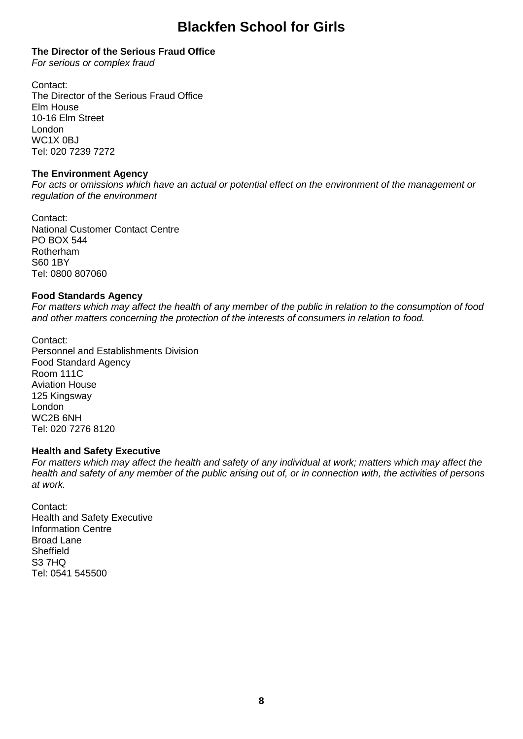**The Director of the Serious Fraud Office**
*For serious or complex fraud*

Contact:
The Director of the Serious Fraud Office
Elm House
10-16 Elm Street
London
WC1X 0BJ
Tel: 020 7239 7272

**The Environment Agency**
*For acts or omissions which have an actual or potential effect on the environment of the management or regulation of the environment*

Contact:
National Customer Contact Centre
PO BOX 544
Rotherham
S60 1BY
Tel: 0800 807060

**Food Standards Agency**
*For matters which may affect the health of any member of the public in relation to the consumption of food and other matters concerning the protection of the interests of consumers in relation to food.*

Contact:
Personnel and Establishments Division
Food Standard Agency
Room 111C
Aviation House
125 Kingsway
London
WC2B 6NH
Tel: 020 7276 8120

**Health and Safety Executive**
*For matters which may affect the health and safety of any individual at work; matters which may affect the health and safety of any member of the public arising out of, or in connection with, the activities of persons at work.*

Contact:
Health and Safety Executive
Information Centre
Broad Lane
Sheffield
S3 7HQ
Tel: 0541 545500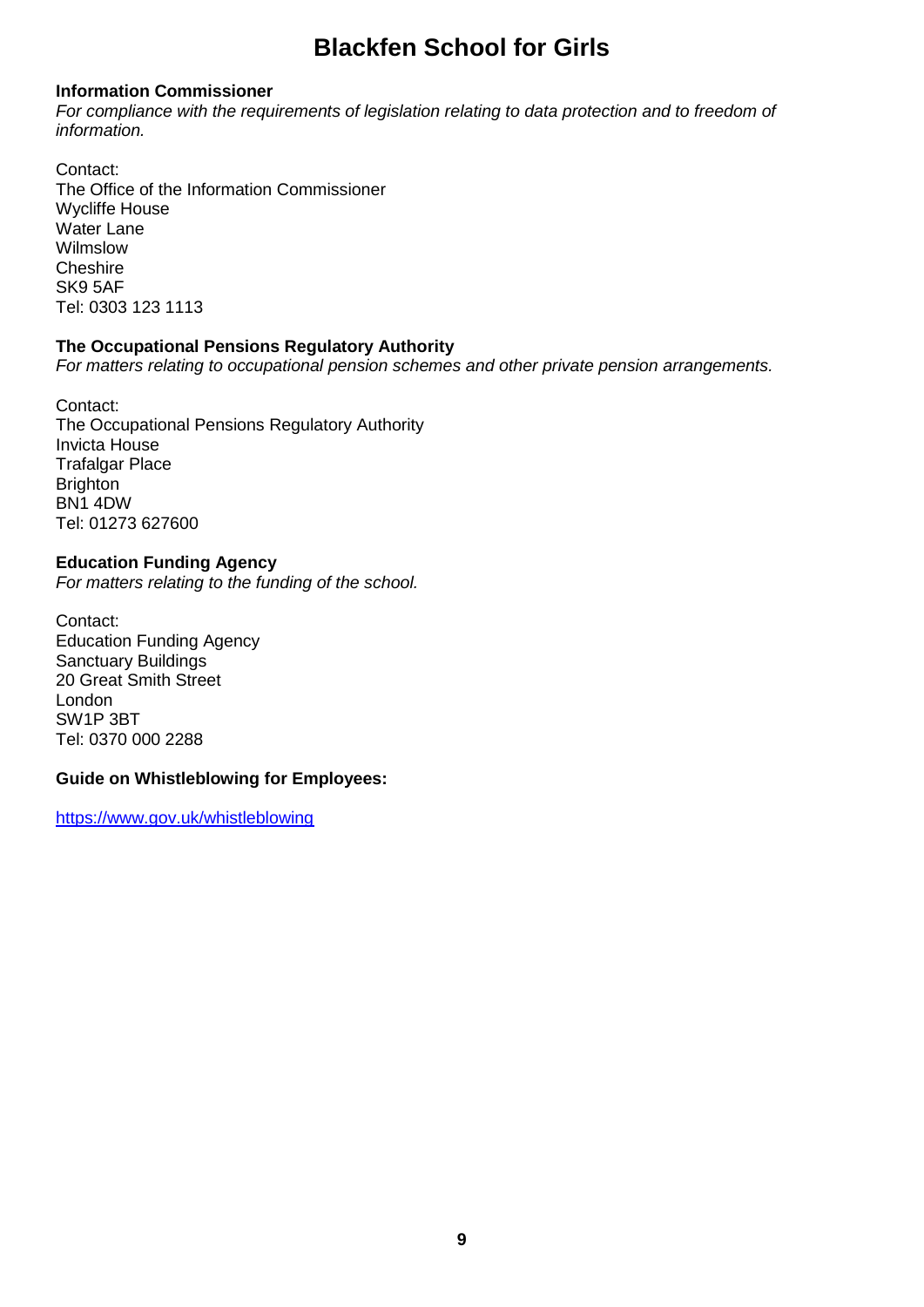**Information Commissioner**
*For compliance with the requirements of legislation relating to data protection and to freedom of information.*

Contact:
The Office of the Information Commissioner
Wycliffe House
Water Lane
Wilmslow
Cheshire
SK9 5AF
Tel: 0303 123 1113

**The Occupational Pensions Regulatory Authority**
*For matters relating to occupational pension schemes and other private pension arrangements.*

Contact:
The Occupational Pensions Regulatory Authority
Invicta House
Trafalgar Place
Brighton
BN1 4DW
Tel: 01273 627600

**Education Funding Agency**
*For matters relating to the funding of the school.*

Contact:
Education Funding Agency
Sanctuary Buildings
20 Great Smith Street
London
SW1P 3BT
Tel: 0370 000 2288

**Guide on Whistleblowing for Employees:**

https://www.gov.uk/whistleblowing